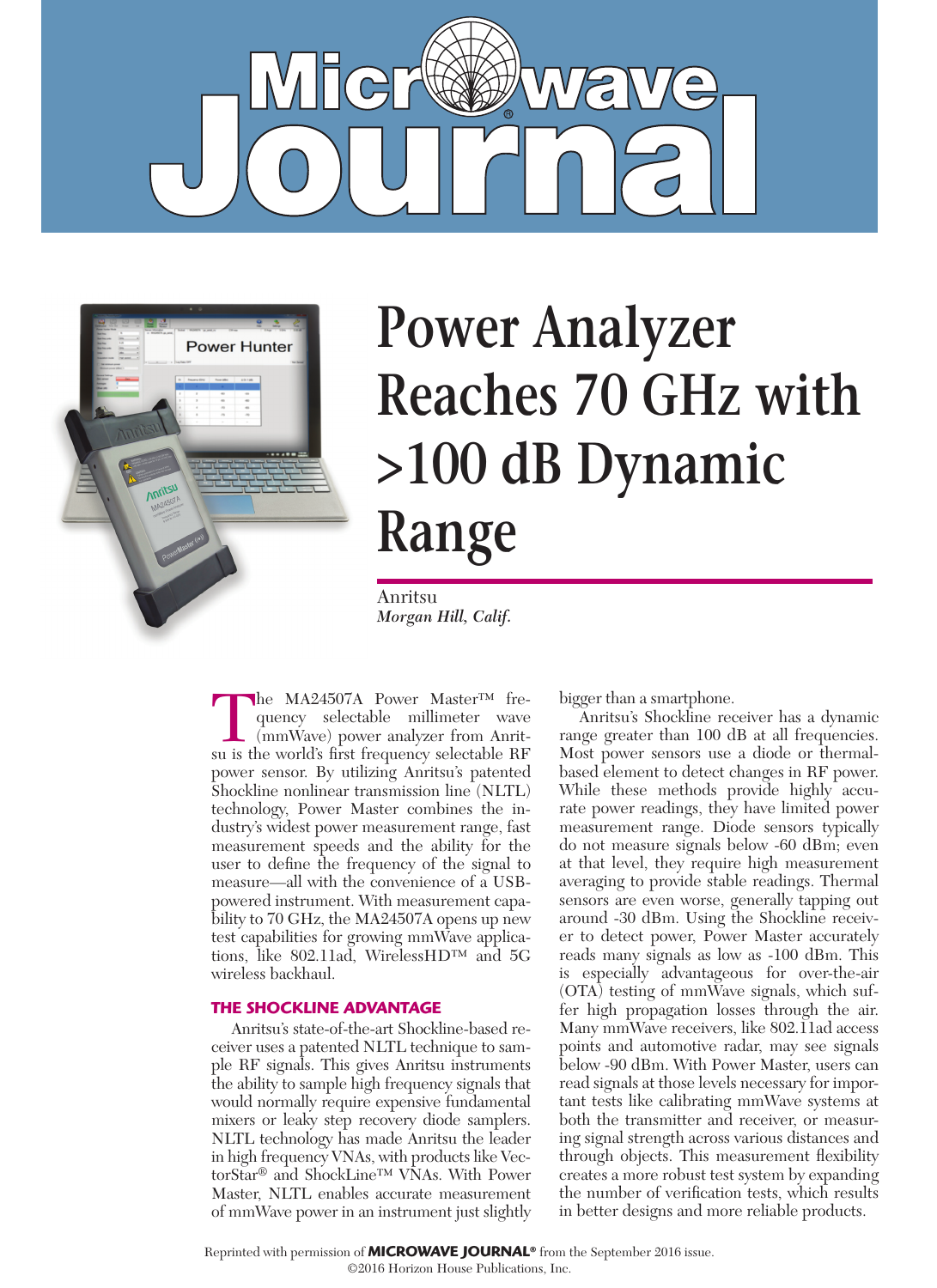# Power Analyzer Reaches 70 GHz with >100 dB Dynamic Range

Anritsu
*Morgan Hill, Calif.*

The MA24507A Power Master™ frequency selectable millimeter wave (mmWave) power analyzer from Anritsu is the world's first frequency selectable RF power sensor. By utilizing Anritsu's patented Shockline nonlinear transmission line (NLTL) technology, Power Master combines the industry's widest power measurement range, fast measurement speeds and the ability for the user to define the frequency of the signal to measure—all with the convenience of a USB-powered instrument. With measurement capability to 70 GHz, the MA24507A opens up new test capabilities for growing mmWave applications, like 802.11ad, WirelessHD™ and 5G wireless backhaul.

## THE SHOCKLINE ADVANTAGE

Anritsu's state-of-the-art Shockline-based receiver uses a patented NLTL technique to sample RF signals. This gives Anritsu instruments the ability to sample high frequency signals that would normally require expensive fundamental mixers or leaky step recovery diode samplers. NLTL technology has made Anritsu the leader in high frequency VNAs, with products like VectorStar® and ShockLine™ VNAs. With Power Master, NLTL enables accurate measurement of mmWave power in an instrument just slightly bigger than a smartphone.

Anritsu's Shockline receiver has a dynamic range greater than 100 dB at all frequencies. Most power sensors use a diode or thermal-based element to detect changes in RF power. While these methods provide highly accurate power readings, they have limited power measurement range. Diode sensors typically do not measure signals below -60 dBm; even at that level, they require high measurement averaging to provide stable readings. Thermal sensors are even worse, generally tapping out around -30 dBm. Using the Shockline receiver to detect power, Power Master accurately reads many signals as low as -100 dBm. This is especially advantageous for over-the-air (OTA) testing of mmWave signals, which suffer high propagation losses through the air. Many mmWave receivers, like 802.11ad access points and automotive radar, may see signals below -90 dBm. With Power Master, users can read signals at those levels necessary for important tests like calibrating mmWave systems at both the transmitter and receiver, or measuring signal strength across various distances and through objects. This measurement flexibility creates a more robust test system by expanding the number of verification tests, which results in better designs and more reliable products.

Reprinted with permission of **MICROWAVE JOURNAL®** from the September 2016 issue.
©2016 Horizon House Publications, Inc.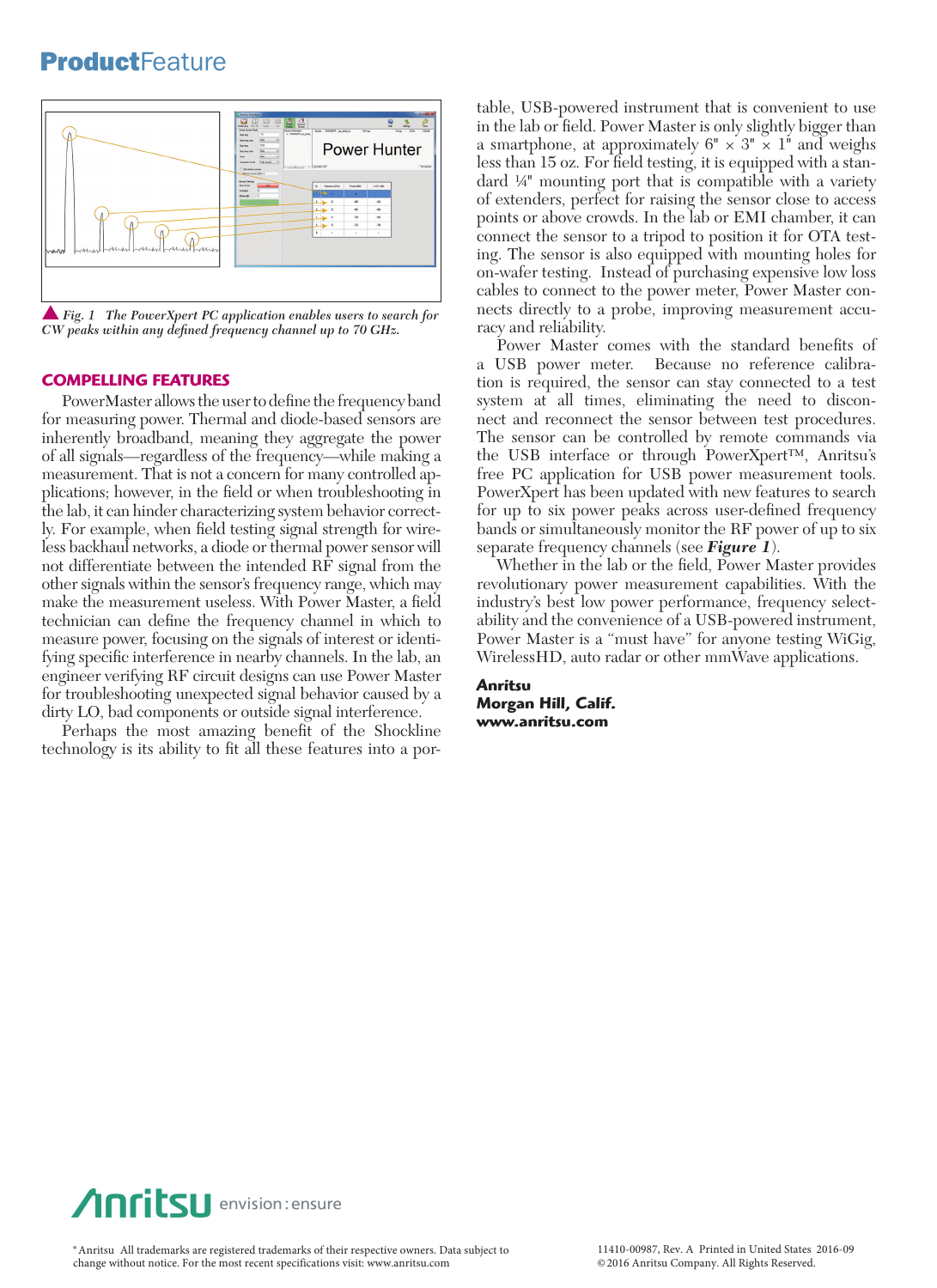▲ *Fig. 1 The PowerXpert PC application enables users to search for CW peaks within any defined frequency channel up to 70 GHz.*

## COMPELLING FEATURES

PowerMaster allows the user to define the frequency band for measuring power. Thermal and diode-based sensors are inherently broadband, meaning they aggregate the power of all signals—regardless of the frequency—while making a measurement. That is not a concern for many controlled applications; however, in the field or when troubleshooting in the lab, it can hinder characterizing system behavior correctly. For example, when field testing signal strength for wireless backhaul networks, a diode or thermal power sensor will not differentiate between the intended RF signal from the other signals within the sensor's frequency range, which may make the measurement useless. With Power Master, a field technician can define the frequency channel in which to measure power, focusing on the signals of interest or identifying specific interference in nearby channels. In the lab, an engineer verifying RF circuit designs can use Power Master for troubleshooting unexpected signal behavior caused by a dirty LO, bad components or outside signal interference.

Perhaps the most amazing benefit of the Shockline technology is its ability to fit all these features into a portable, USB-powered instrument that is convenient to use in the lab or field. Power Master is only slightly bigger than a smartphone, at approximately 6" × 3" × 1" and weighs less than 15 oz. For field testing, it is equipped with a standard ¼" mounting port that is compatible with a variety of extenders, perfect for raising the sensor close to access points or above crowds. In the lab or EMI chamber, it can connect the sensor to a tripod to position it for OTA testing. The sensor is also equipped with mounting holes for on-wafer testing. Instead of purchasing expensive low loss cables to connect to the power meter, Power Master connects directly to a probe, improving measurement accuracy and reliability.

Power Master comes with the standard benefits of a USB power meter. Because no reference calibration is required, the sensor can stay connected to a test system at all times, eliminating the need to disconnect and reconnect the sensor between test procedures. The sensor can be controlled by remote commands via the USB interface or through PowerXpert™, Anritsu's free PC application for USB power measurement tools. PowerXpert has been updated with new features to search for up to six power peaks across user-defined frequency bands or simultaneously monitor the RF power of up to six separate frequency channels (see ***Figure 1***).

Whether in the lab or the field, Power Master provides revolutionary power measurement capabilities. With the industry's best low power performance, frequency selectability and the convenience of a USB-powered instrument, Power Master is a "must have" for anyone testing WiGig, WirelessHD, auto radar or other mmWave applications.

**Anritsu**
**Morgan Hill, Calif.**
**www.anritsu.com**

Anritsu envision : ensure

®Anritsu All trademarks are registered trademarks of their respective owners. Data subject to change without notice. For the most recent specifications visit: www.anritsu.com

11410-00987, Rev. A Printed in United States 2016-09
©2016 Anritsu Company. All Rights Reserved.